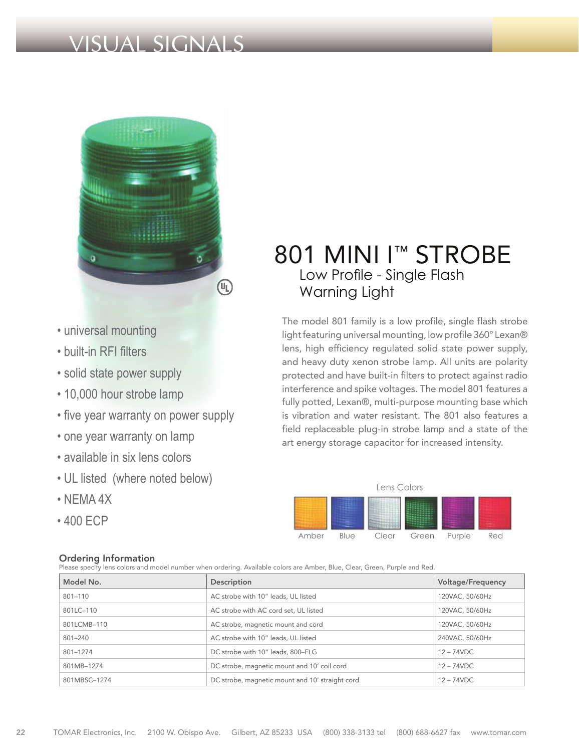# VISUAL SIGNALS

# 801 MINI I™ STROBE

## Low Profile - Single Flash Warning Light

- universal mounting
- built-in RFI filters
- solid state power supply
- 10,000 hour strobe lamp
- five year warranty on power supply
- one year warranty on lamp
- available in six lens colors
- UL listed (where noted below)
- NEMA 4X
- 400 ECP

The model 801 family is a low profile, single flash strobe light featuring universal mounting, low profile 360° Lexan® lens, high efficiency regulated solid state power supply, and heavy duty xenon strobe lamp. All units are polarity protected and have built-in filters to protect against radio interference and spike voltages. The model 801 features a fully potted, Lexan®, multi-purpose mounting base which is vibration and water resistant. The 801 also features a field replaceable plug-in strobe lamp and a state of the art energy storage capacitor for increased intensity.

Lens Colors

Amber Blue Clear Green Purple Red

### Ordering Information

Please specify lens colors and model number when ordering. Available colors are Amber, Blue, Clear, Green, Purple and Red.

| Model No. | Description | Voltage/Frequency |
|---|---|---|
| 801–110 | AC strobe with 10" leads, UL listed | 120VAC, 50/60Hz |
| 801LC–110 | AC strobe with AC cord set, UL listed | 120VAC, 50/60Hz |
| 801LCMB–110 | AC strobe, magnetic mount and cord | 120VAC, 50/60Hz |
| 801–240 | AC strobe with 10" leads, UL listed | 240VAC, 50/60Hz |
| 801–1274 | DC strobe with 10" leads, 800–FLG | 12 – 74VDC |
| 801MB–1274 | DC strobe, magnetic mount and 10' coil cord | 12 – 74VDC |
| 801MBSC–1274 | DC strobe, magnetic mount and 10' straight cord | 12 – 74VDC |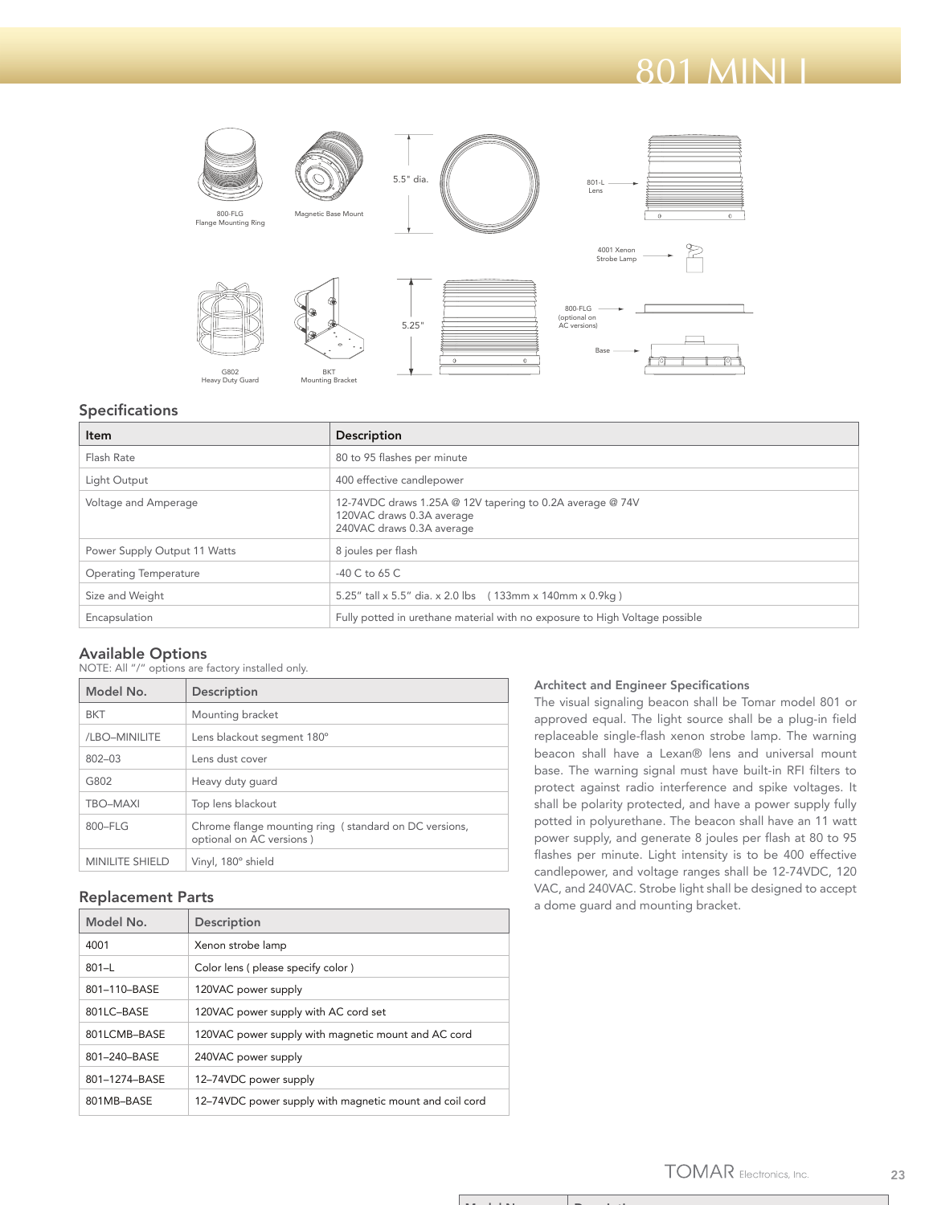# 801 MINILI

800-FLG
Flange Mounting Ring

Magnetic Base Mount

5.5" dia.

801-L
Lens

4001 Xenon
Strobe Lamp

G802
Heavy Duty Guard

BKT
Mounting Bracket

5.25"

800-FLG
(optional on
AC versions)

Base

## Specifications

| Item | Description |
|---|---|
| Flash Rate | 80 to 95 flashes per minute |
| Light Output | 400 effective candlepower |
| Voltage and Amperage | 12-74VDC draws 1.25A @ 12V tapering to 0.2A average @ 74V<br>120VAC draws 0.3A average<br>240VAC draws 0.3A average |
| Power Supply Output 11 Watts | 8 joules per flash |
| Operating Temperature | -40 C to 65 C |
| Size and Weight | 5.25" tall x 5.5" dia. x 2.0 lbs ( 133mm x 140mm x 0.9kg ) |
| Encapsulation | Fully potted in urethane material with no exposure to High Voltage possible |

## Available Options

NOTE: All "/" options are factory installed only.

| Model No. | Description |
|---|---|
| BKT | Mounting bracket |
| /LBO–MINILITE | Lens blackout segment 180° |
| 802–03 | Lens dust cover |
| G802 | Heavy duty guard |
| TBO–MAXI | Top lens blackout |
| 800–FLG | Chrome flange mounting ring ( standard on DC versions, optional on AC versions ) |
| MINILITE SHIELD | Vinyl, 180° shield |

## Replacement Parts

| Model No. | Description |
|---|---|
| 4001 | Xenon strobe lamp |
| 801–L | Color lens ( please specify color ) |
| 801–110–BASE | 120VAC power supply |
| 801LC–BASE | 120VAC power supply with AC cord set |
| 801LCMB–BASE | 120VAC power supply with magnetic mount and AC cord |
| 801–240–BASE | 240VAC power supply |
| 801–1274–BASE | 12–74VDC power supply |
| 801MB–BASE | 12–74VDC power supply with magnetic mount and coil cord |

### Architect and Engineer Specifications

The visual signaling beacon shall be Tomar model 801 or approved equal. The light source shall be a plug-in field replaceable single-flash xenon strobe lamp. The warning beacon shall have a Lexan® lens and universal mount base. The warning signal must have built-in RFI filters to protect against radio interference and spike voltages. It shall be polarity protected, and have a power supply fully potted in polyurethane. The beacon shall have an 11 watt power supply, and generate 8 joules per flash at 80 to 95 flashes per minute. Light intensity is to be 400 effective candlepower, and voltage ranges shall be 12-74VDC, 120 VAC, and 240VAC. Strobe light shall be designed to accept a dome guard and mounting bracket.